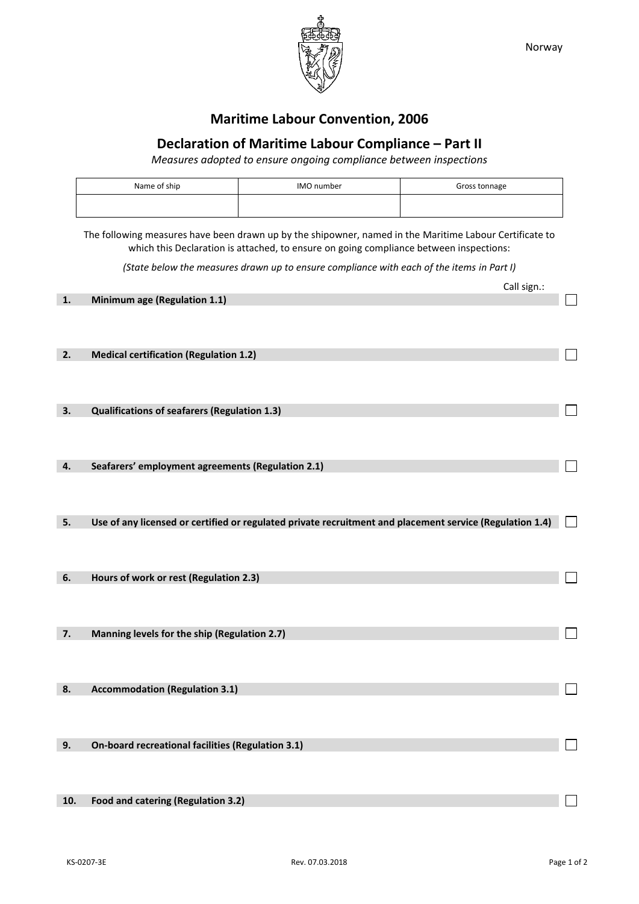Norway

# Maritime Labour Convention, 2006

## Declaration of Maritime Labour Compliance – Part II

*Measures adopted to ensure ongoing compliance between inspections*

| Name of ship | IMO number | Gross tonnage |
|---|---|---|
| | | |

The following measures have been drawn up by the shipowner, named in the Maritime Labour Certificate to which this Declaration is attached, to ensure on going compliance between inspections:

*(State below the measures drawn up to ensure compliance with each of the items in Part I)*

Call sign.:

**1. Minimum age (Regulation 1.1)** ☐

**2. Medical certification (Regulation 1.2)** ☐

**3. Qualifications of seafarers (Regulation 1.3)** ☐

**4. Seafarers' employment agreements (Regulation 2.1)** ☐

**5. Use of any licensed or certified or regulated private recruitment and placement service (Regulation 1.4)** ☐

**6. Hours of work or rest (Regulation 2.3)** ☐

**7. Manning levels for the ship (Regulation 2.7)** ☐

**8. Accommodation (Regulation 3.1)** ☐

**9. On-board recreational facilities (Regulation 3.1)** ☐

**10. Food and catering (Regulation 3.2)** ☐

KS-0207-3E Rev. 07.03.2018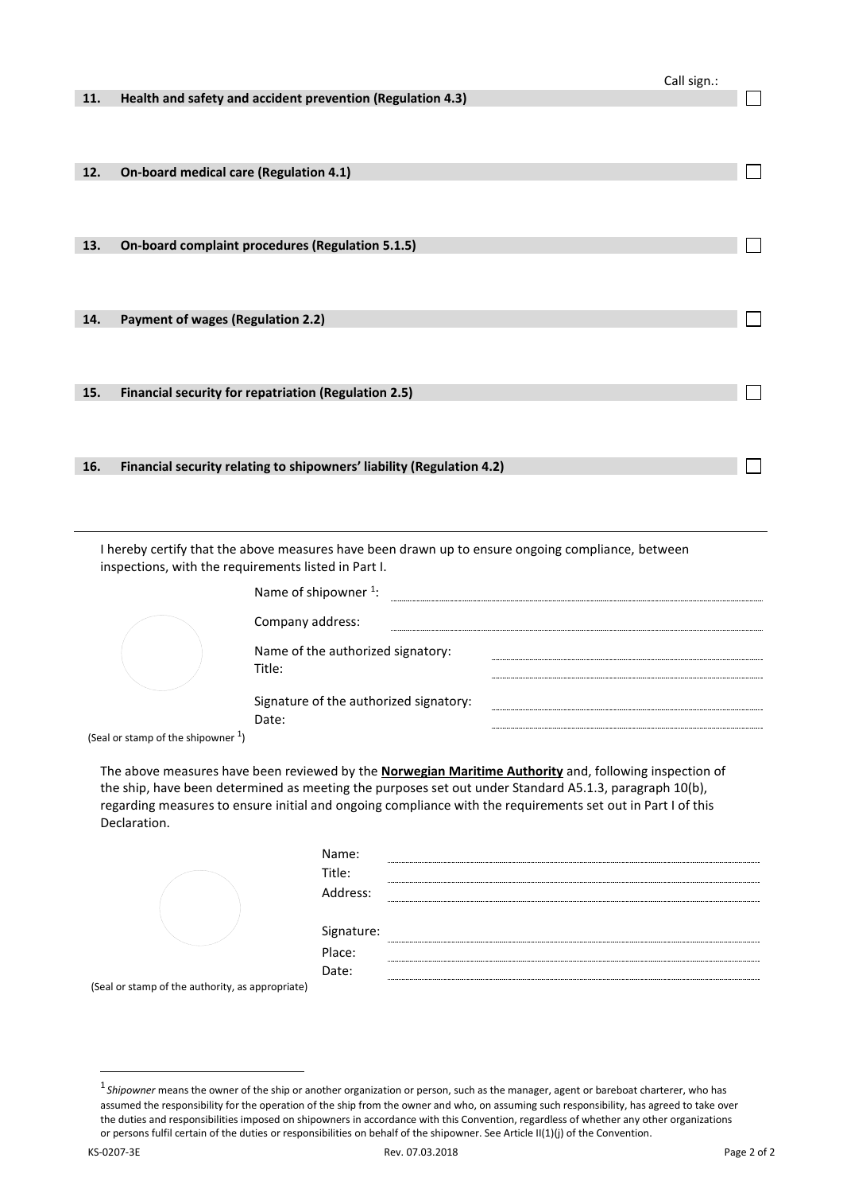Call sign.:

**11. Health and safety and accident prevention (Regulation 4.3)** ☐

**12. On-board medical care (Regulation 4.1)** ☐

**13. On-board complaint procedures (Regulation 5.1.5)** ☐

**14. Payment of wages (Regulation 2.2)** ☐

**15. Financial security for repatriation (Regulation 2.5)** ☐

**16. Financial security relating to shipowners' liability (Regulation 4.2)** ☐

---

I hereby certify that the above measures have been drawn up to ensure ongoing compliance, between inspections, with the requirements listed in Part I.

Name of shipowner [1]: ..............................

Company address: ..............................

Name of the authorized signatory: ..............................

Title: ..............................

Signature of the authorized signatory: ..............................

Date: ..............................

(Seal or stamp of the shipowner [1])

The above measures have been reviewed by the **Norwegian Maritime Authority** and, following inspection of the ship, have been determined as meeting the purposes set out under Standard A5.1.3, paragraph 10(b), regarding measures to ensure initial and ongoing compliance with the requirements set out in Part I of this Declaration.

Name: ..............................

Title: ..............................

Address: ..............................

Signature: ..............................

Place: ..............................

Date: ..............................

(Seal or stamp of the authority, as appropriate)

---

[1] *Shipowner* means the owner of the ship or another organization or person, such as the manager, agent or bareboat charterer, who has assumed the responsibility for the operation of the ship from the owner and who, on assuming such responsibility, has agreed to take over the duties and responsibilities imposed on shipowners in accordance with this Convention, regardless of whether any other organizations or persons fulfil certain of the duties or responsibilities on behalf of the shipowner. See Article II(1)(j) of the Convention.

KS-0207-3E Rev. 07.03.2018